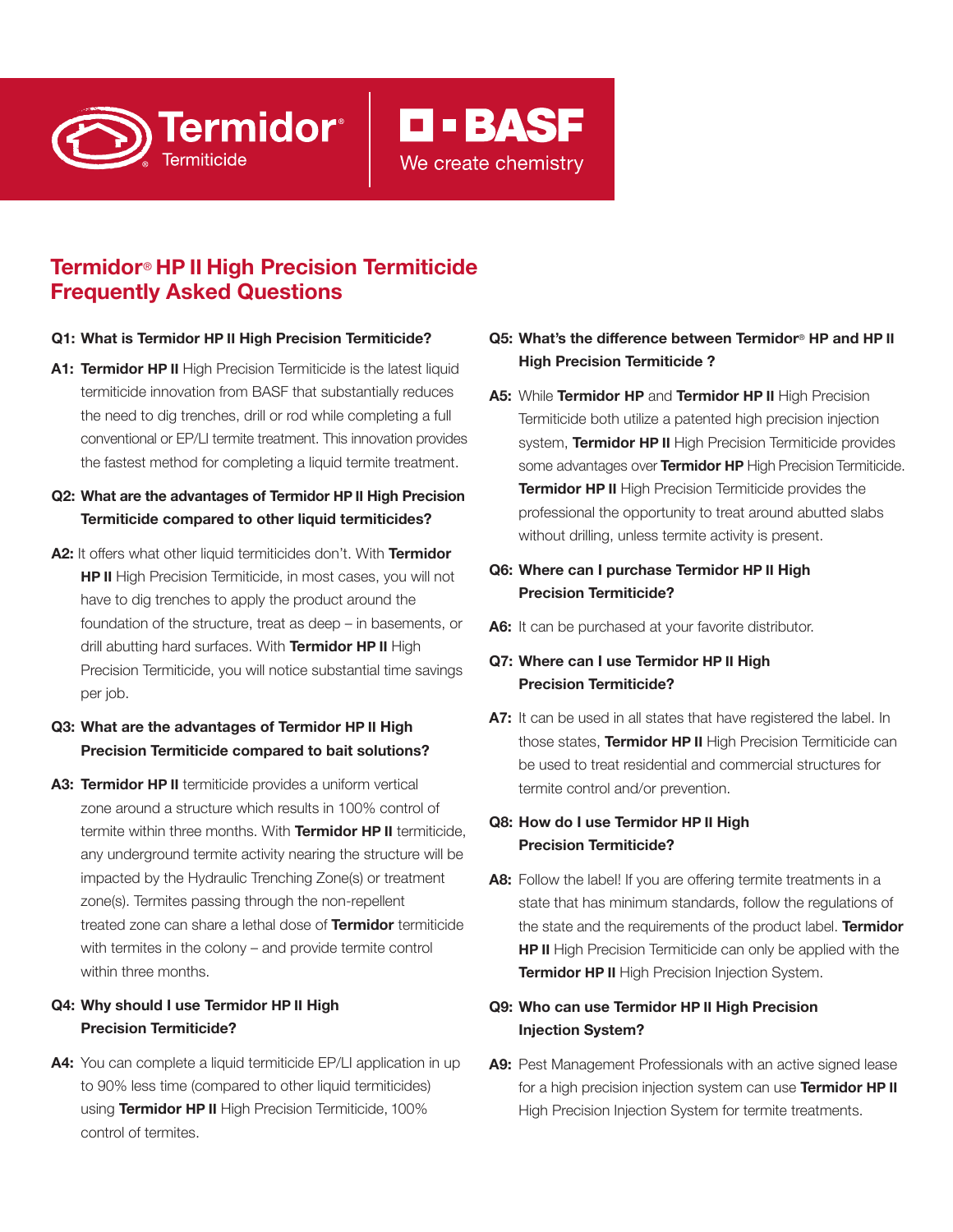Termidor® Termiticide | BASF We create chemistry

# Termidor® HP II High Precision Termiticide Frequently Asked Questions

**Q1: What is Termidor HP II High Precision Termiticide?**

**A1:** **Termidor HP II** High Precision Termiticide is the latest liquid termiticide innovation from BASF that substantially reduces the need to dig trenches, drill or rod while completing a full conventional or EP/LI termite treatment. This innovation provides the fastest method for completing a liquid termite treatment.

**Q2: What are the advantages of Termidor HP II High Precision Termiticide compared to other liquid termiticides?**

**A2:** It offers what other liquid termiticides don't. With **Termidor HP II** High Precision Termiticide, in most cases, you will not have to dig trenches to apply the product around the foundation of the structure, treat as deep – in basements, or drill abutting hard surfaces. With **Termidor HP II** High Precision Termiticide, you will notice substantial time savings per job.

**Q3: What are the advantages of Termidor HP II High Precision Termiticide compared to bait solutions?**

**A3:** **Termidor HP II** termiticide provides a uniform vertical zone around a structure which results in 100% control of termite within three months. With **Termidor HP II** termiticide, any underground termite activity nearing the structure will be impacted by the Hydraulic Trenching Zone(s) or treatment zone(s). Termites passing through the non-repellent treated zone can share a lethal dose of **Termidor** termiticide with termites in the colony – and provide termite control within three months.

**Q4: Why should I use Termidor HP II High Precision Termiticide?**

**A4:** You can complete a liquid termiticide EP/LI application in up to 90% less time (compared to other liquid termiticides) using **Termidor HP II** High Precision Termiticide, 100% control of termites.

**Q5: What's the difference between Termidor® HP and HP II High Precision Termiticide ?**

**A5:** While **Termidor HP** and **Termidor HP II** High Precision Termiticide both utilize a patented high precision injection system, **Termidor HP II** High Precision Termiticide provides some advantages over **Termidor HP** High Precision Termiticide. **Termidor HP II** High Precision Termiticide provides the professional the opportunity to treat around abutted slabs without drilling, unless termite activity is present.

**Q6: Where can I purchase Termidor HP II High Precision Termiticide?**

**A6:** It can be purchased at your favorite distributor.

**Q7: Where can I use Termidor HP II High Precision Termiticide?**

**A7:** It can be used in all states that have registered the label. In those states, **Termidor HP II** High Precision Termiticide can be used to treat residential and commercial structures for termite control and/or prevention.

**Q8: How do I use Termidor HP II High Precision Termiticide?**

**A8:** Follow the label! If you are offering termite treatments in a state that has minimum standards, follow the regulations of the state and the requirements of the product label. **Termidor HP II** High Precision Termiticide can only be applied with the **Termidor HP II** High Precision Injection System.

**Q9: Who can use Termidor HP II High Precision Injection System?**

**A9:** Pest Management Professionals with an active signed lease for a high precision injection system can use **Termidor HP II** High Precision Injection System for termite treatments.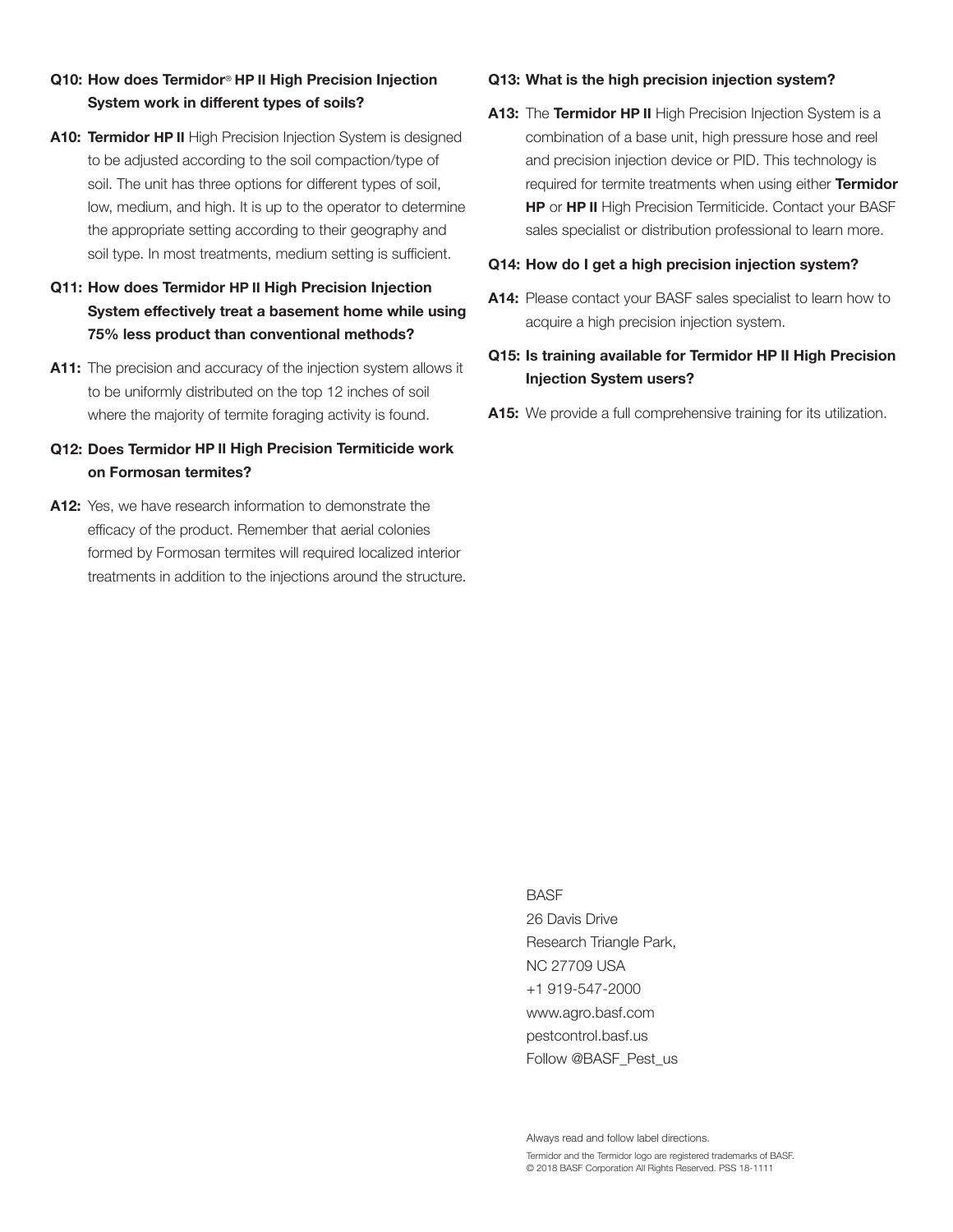**Q10: How does Termidor® HP II High Precision Injection System work in different types of soils?**

**A10:** **Termidor HP II** High Precision Injection System is designed to be adjusted according to the soil compaction/type of soil. The unit has three options for different types of soil, low, medium, and high. It is up to the operator to determine the appropriate setting according to their geography and soil type. In most treatments, medium setting is sufficient.

**Q11: How does Termidor HP II High Precision Injection System effectively treat a basement home while using 75% less product than conventional methods?**

**A11:** The precision and accuracy of the injection system allows it to be uniformly distributed on the top 12 inches of soil where the majority of termite foraging activity is found.

**Q12: Does Termidor HP II High Precision Termiticide work on Formosan termites?**

**A12:** Yes, we have research information to demonstrate the efficacy of the product. Remember that aerial colonies formed by Formosan termites will required localized interior treatments in addition to the injections around the structure.

**Q13: What is the high precision injection system?**

**A13:** The **Termidor HP II** High Precision Injection System is a combination of a base unit, high pressure hose and reel and precision injection device or PID. This technology is required for termite treatments when using either **Termidor HP** or **HP II** High Precision Termiticide. Contact your BASF sales specialist or distribution professional to learn more.

**Q14: How do I get a high precision injection system?**

**A14:** Please contact your BASF sales specialist to learn how to acquire a high precision injection system.

**Q15: Is training available for Termidor HP II High Precision Injection System users?**

**A15:** We provide a full comprehensive training for its utilization.

BASF
26 Davis Drive
Research Triangle Park,
NC 27709 USA
+1 919-547-2000
www.agro.basf.com
pestcontrol.basf.us
Follow @BASF_Pest_us

Always read and follow label directions.

Termidor and the Termidor logo are registered trademarks of BASF.
© 2018 BASF Corporation All Rights Reserved. PSS 18-1111